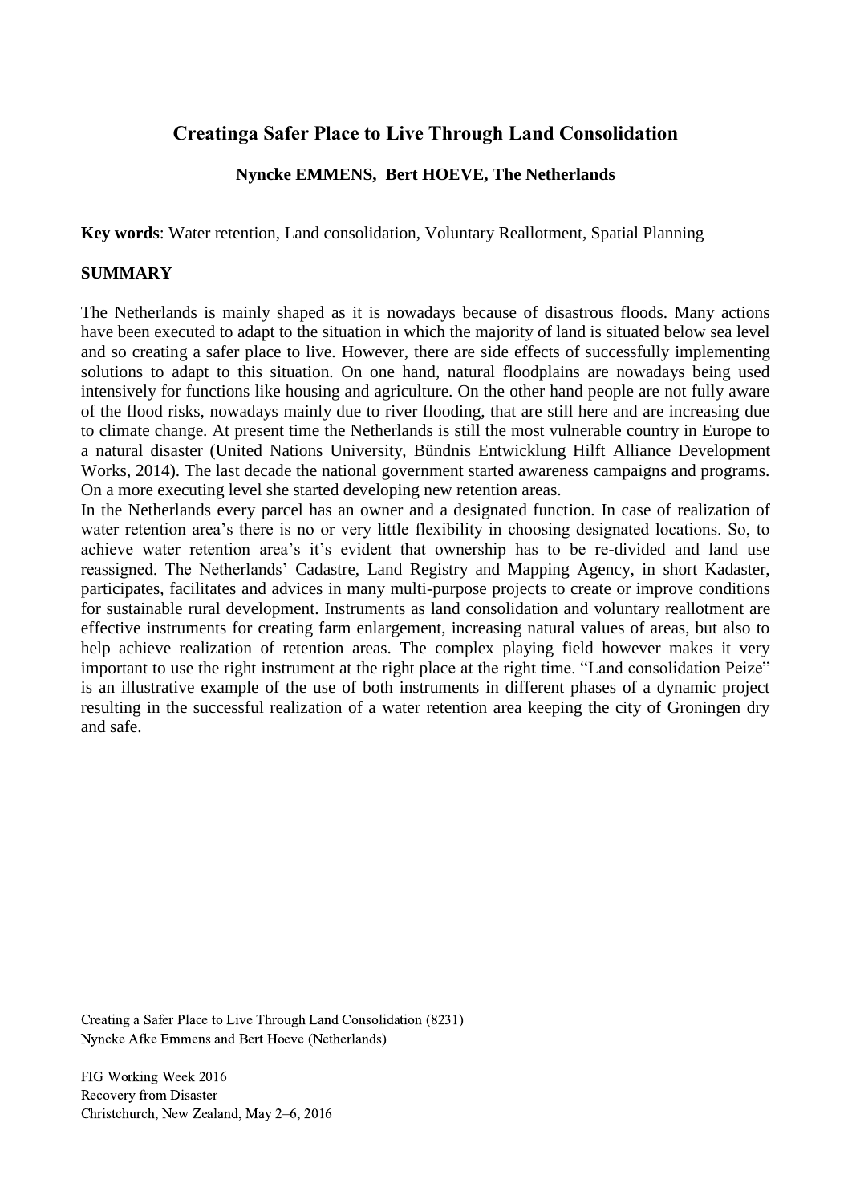# Creatinga Safer Place to Live Through Land Consolidation

**Nyncke EMMENS, Bert HOEVE, The Netherlands**

**Key words**: Water retention, Land consolidation, Voluntary Reallotment, Spatial Planning

## SUMMARY

The Netherlands is mainly shaped as it is nowadays because of disastrous floods. Many actions have been executed to adapt to the situation in which the majority of land is situated below sea level and so creating a safer place to live. However, there are side effects of successfully implementing solutions to adapt to this situation. On one hand, natural floodplains are nowadays being used intensively for functions like housing and agriculture. On the other hand people are not fully aware of the flood risks, nowadays mainly due to river flooding, that are still here and are increasing due to climate change. At present time the Netherlands is still the most vulnerable country in Europe to a natural disaster (United Nations University, Bündnis Entwicklung Hilft Alliance Development Works, 2014). The last decade the national government started awareness campaigns and programs. On a more executing level she started developing new retention areas.

In the Netherlands every parcel has an owner and a designated function. In case of realization of water retention area's there is no or very little flexibility in choosing designated locations. So, to achieve water retention area's it's evident that ownership has to be re-divided and land use reassigned. The Netherlands' Cadastre, Land Registry and Mapping Agency, in short Kadaster, participates, facilitates and advices in many multi-purpose projects to create or improve conditions for sustainable rural development. Instruments as land consolidation and voluntary reallotment are effective instruments for creating farm enlargement, increasing natural values of areas, but also to help achieve realization of retention areas. The complex playing field however makes it very important to use the right instrument at the right place at the right time. "Land consolidation Peize" is an illustrative example of the use of both instruments in different phases of a dynamic project resulting in the successful realization of a water retention area keeping the city of Groningen dry and safe.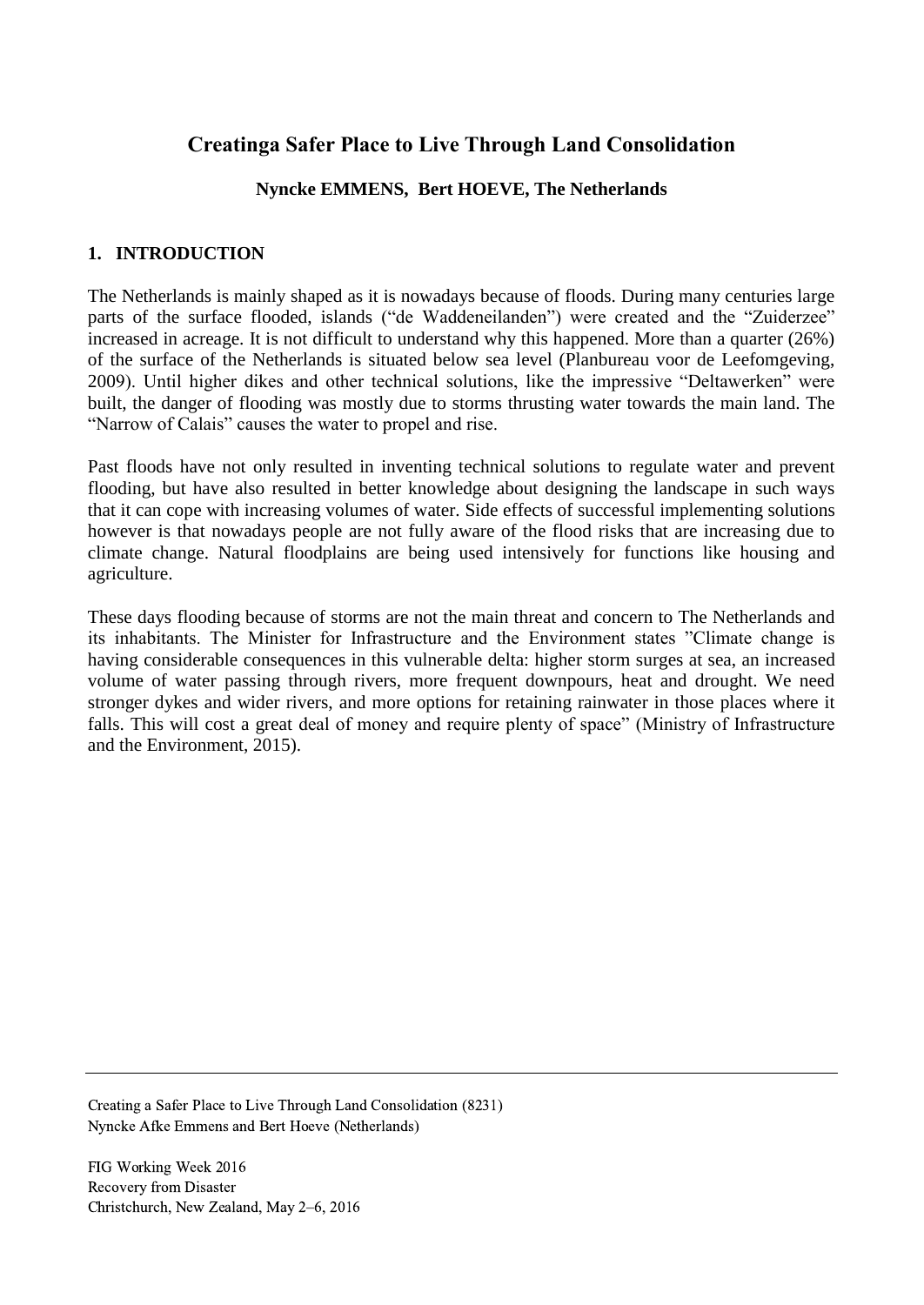# Creatinga Safer Place to Live Through Land Consolidation

**Nyncke EMMENS, Bert HOEVE, The Netherlands**

## 1. INTRODUCTION

The Netherlands is mainly shaped as it is nowadays because of floods. During many centuries large parts of the surface flooded, islands ("de Waddeneilanden") were created and the "Zuiderzee" increased in acreage. It is not difficult to understand why this happened. More than a quarter (26%) of the surface of the Netherlands is situated below sea level (Planbureau voor de Leefomgeving, 2009). Until higher dikes and other technical solutions, like the impressive "Deltawerken" were built, the danger of flooding was mostly due to storms thrusting water towards the main land. The "Narrow of Calais" causes the water to propel and rise.

Past floods have not only resulted in inventing technical solutions to regulate water and prevent flooding, but have also resulted in better knowledge about designing the landscape in such ways that it can cope with increasing volumes of water. Side effects of successful implementing solutions however is that nowadays people are not fully aware of the flood risks that are increasing due to climate change. Natural floodplains are being used intensively for functions like housing and agriculture.

These days flooding because of storms are not the main threat and concern to The Netherlands and its inhabitants. The Minister for Infrastructure and the Environment states "Climate change is having considerable consequences in this vulnerable delta: higher storm surges at sea, an increased volume of water passing through rivers, more frequent downpours, heat and drought. We need stronger dykes and wider rivers, and more options for retaining rainwater in those places where it falls. This will cost a great deal of money and require plenty of space" (Ministry of Infrastructure and the Environment, 2015).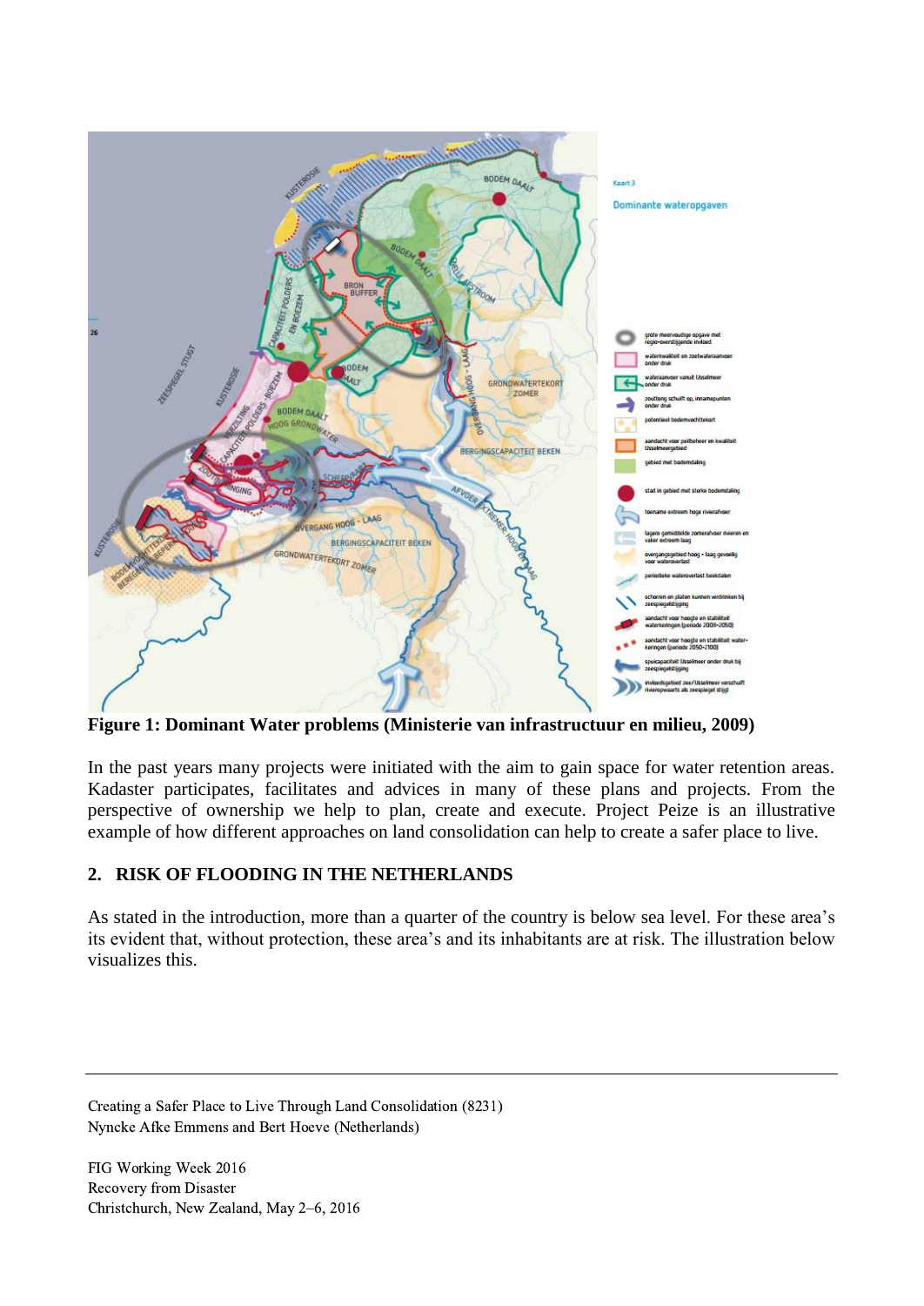**Figure 1: Dominant Water problems (Ministerie van infrastructuur en milieu, 2009)**

In the past years many projects were initiated with the aim to gain space for water retention areas. Kadaster participates, facilitates and advices in many of these plans and projects. From the perspective of ownership we help to plan, create and execute. Project Peize is an illustrative example of how different approaches on land consolidation can help to create a safer place to live.

## 2. RISK OF FLOODING IN THE NETHERLANDS

As stated in the introduction, more than a quarter of the country is below sea level. For these area's its evident that, without protection, these area's and its inhabitants are at risk. The illustration below visualizes this.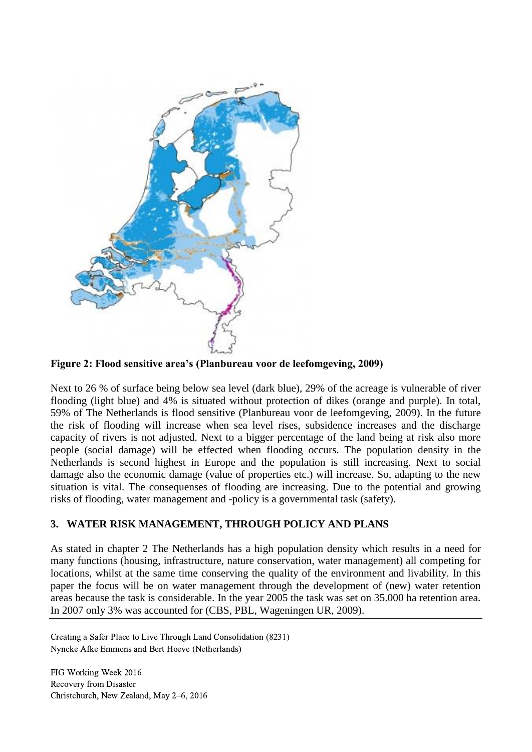**Figure 2: Flood sensitive area's (Planbureau voor de leefomgeving, 2009)**

Next to 26 % of surface being below sea level (dark blue), 29% of the acreage is vulnerable of river flooding (light blue) and 4% is situated without protection of dikes (orange and purple). In total, 59% of The Netherlands is flood sensitive (Planbureau voor de leefomgeving, 2009). In the future the risk of flooding will increase when sea level rises, subsidence increases and the discharge capacity of rivers is not adjusted. Next to a bigger percentage of the land being at risk also more people (social damage) will be effected when flooding occurs. The population density in the Netherlands is second highest in Europe and the population is still increasing. Next to social damage also the economic damage (value of properties etc.) will increase. So, adapting to the new situation is vital. The consequenses of flooding are increasing. Due to the potential and growing risks of flooding, water management and -policy is a governmental task (safety).

## 3. WATER RISK MANAGEMENT, THROUGH POLICY AND PLANS

As stated in chapter 2 The Netherlands has a high population density which results in a need for many functions (housing, infrastructure, nature conservation, water management) all competing for locations, whilst at the same time conserving the quality of the environment and livability. In this paper the focus will be on water management through the development of (new) water retention areas because the task is considerable. In the year 2005 the task was set on 35.000 ha retention area. In 2007 only 3% was accounted for (CBS, PBL, Wageningen UR, 2009).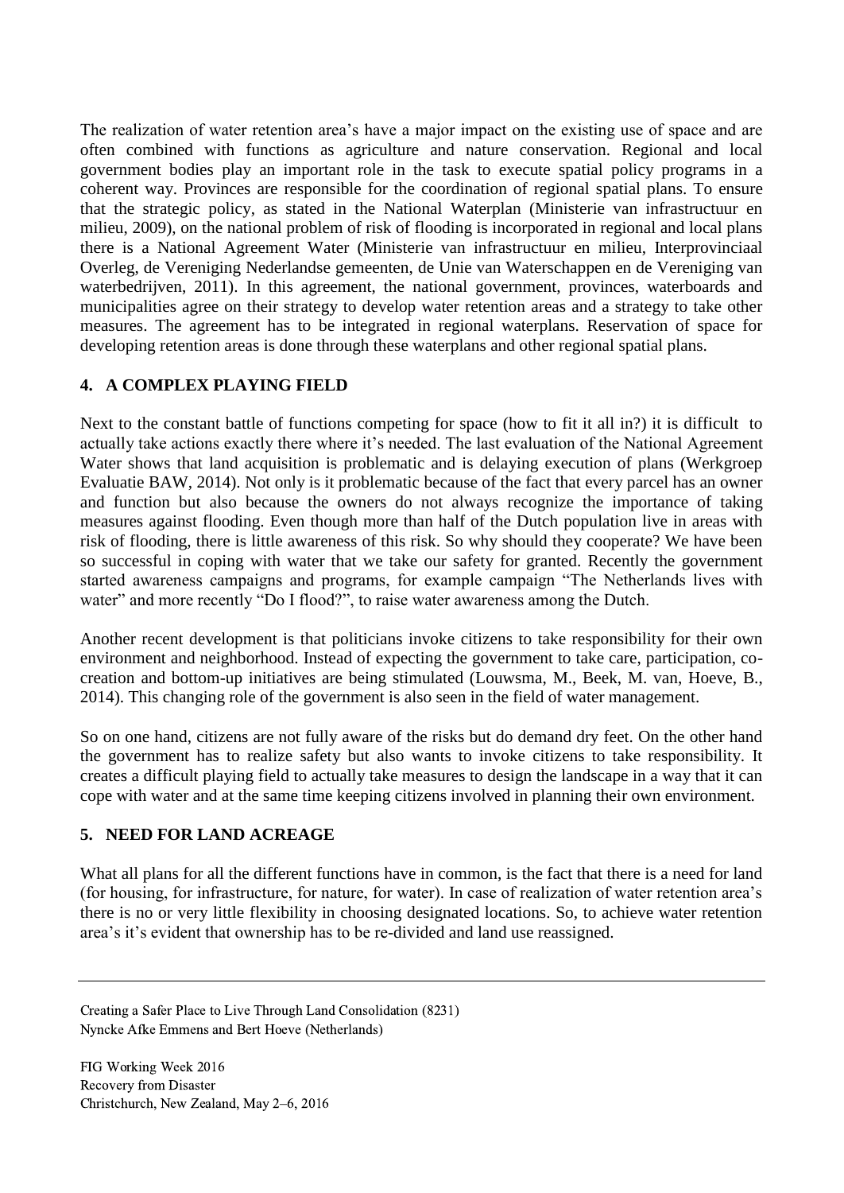The realization of water retention area's have a major impact on the existing use of space and are often combined with functions as agriculture and nature conservation. Regional and local government bodies play an important role in the task to execute spatial policy programs in a coherent way. Provinces are responsible for the coordination of regional spatial plans. To ensure that the strategic policy, as stated in the National Waterplan (Ministerie van infrastructuur en milieu, 2009), on the national problem of risk of flooding is incorporated in regional and local plans there is a National Agreement Water (Ministerie van infrastructuur en milieu, Interprovinciaal Overleg, de Vereniging Nederlandse gemeenten, de Unie van Waterschappen en de Vereniging van waterbedrijven, 2011). In this agreement, the national government, provinces, waterboards and municipalities agree on their strategy to develop water retention areas and a strategy to take other measures. The agreement has to be integrated in regional waterplans. Reservation of space for developing retention areas is done through these waterplans and other regional spatial plans.

## 4. A COMPLEX PLAYING FIELD

Next to the constant battle of functions competing for space (how to fit it all in?) it is difficult to actually take actions exactly there where it's needed. The last evaluation of the National Agreement Water shows that land acquisition is problematic and is delaying execution of plans (Werkgroep Evaluatie BAW, 2014). Not only is it problematic because of the fact that every parcel has an owner and function but also because the owners do not always recognize the importance of taking measures against flooding. Even though more than half of the Dutch population live in areas with risk of flooding, there is little awareness of this risk. So why should they cooperate? We have been so successful in coping with water that we take our safety for granted. Recently the government started awareness campaigns and programs, for example campaign "The Netherlands lives with water" and more recently "Do I flood?", to raise water awareness among the Dutch.

Another recent development is that politicians invoke citizens to take responsibility for their own environment and neighborhood. Instead of expecting the government to take care, participation, co-creation and bottom-up initiatives are being stimulated (Louwsma, M., Beek, M. van, Hoeve, B., 2014). This changing role of the government is also seen in the field of water management.

So on one hand, citizens are not fully aware of the risks but do demand dry feet. On the other hand the government has to realize safety but also wants to invoke citizens to take responsibility. It creates a difficult playing field to actually take measures to design the landscape in a way that it can cope with water and at the same time keeping citizens involved in planning their own environment.

## 5. NEED FOR LAND ACREAGE

What all plans for all the different functions have in common, is the fact that there is a need for land (for housing, for infrastructure, for nature, for water). In case of realization of water retention area's there is no or very little flexibility in choosing designated locations. So, to achieve water retention area's it's evident that ownership has to be re-divided and land use reassigned.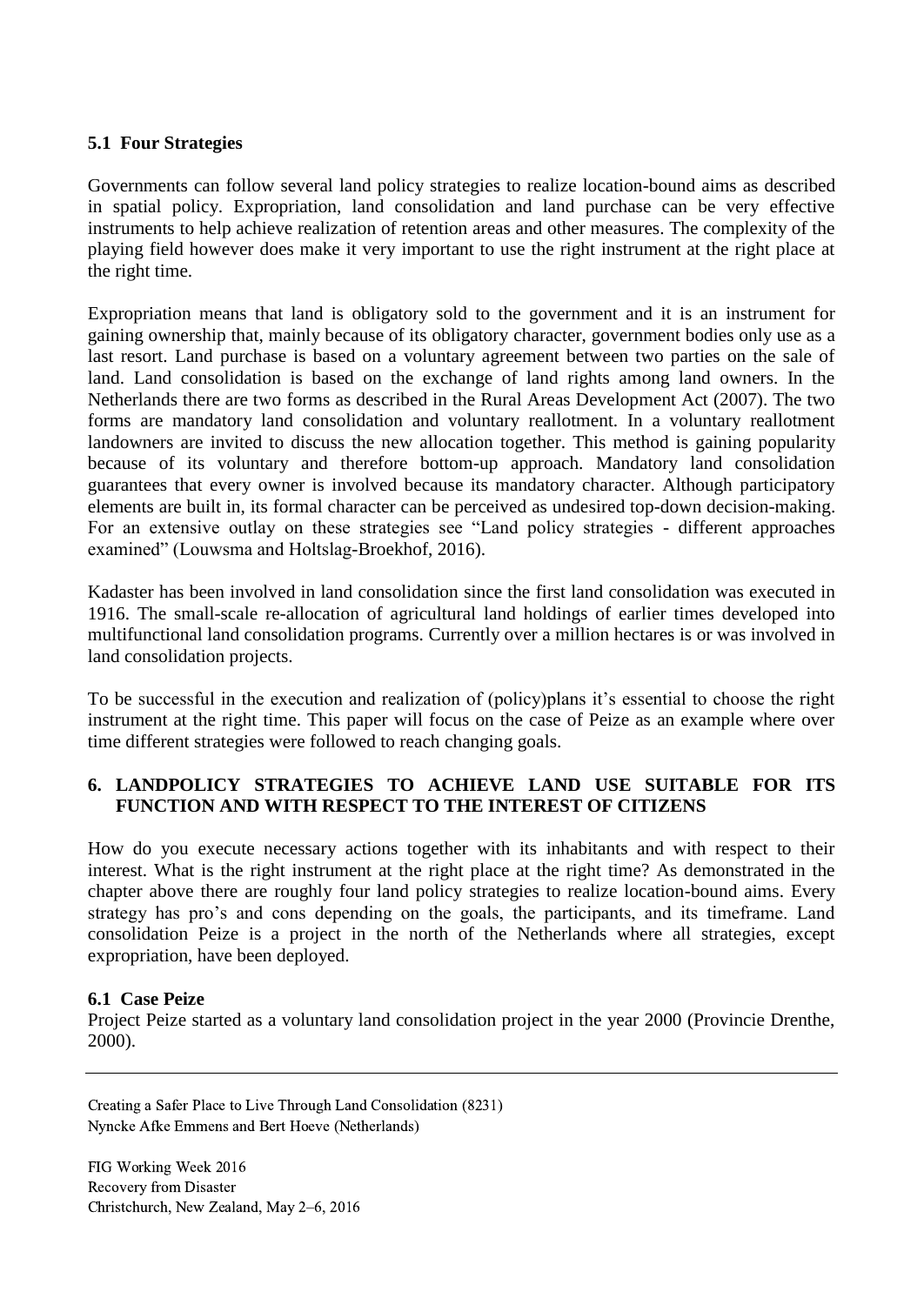### 5.1 Four Strategies

Governments can follow several land policy strategies to realize location-bound aims as described in spatial policy. Expropriation, land consolidation and land purchase can be very effective instruments to help achieve realization of retention areas and other measures. The complexity of the playing field however does make it very important to use the right instrument at the right place at the right time.

Expropriation means that land is obligatory sold to the government and it is an instrument for gaining ownership that, mainly because of its obligatory character, government bodies only use as a last resort. Land purchase is based on a voluntary agreement between two parties on the sale of land. Land consolidation is based on the exchange of land rights among land owners. In the Netherlands there are two forms as described in the Rural Areas Development Act (2007). The two forms are mandatory land consolidation and voluntary reallotment. In a voluntary reallotment landowners are invited to discuss the new allocation together. This method is gaining popularity because of its voluntary and therefore bottom-up approach. Mandatory land consolidation guarantees that every owner is involved because its mandatory character. Although participatory elements are built in, its formal character can be perceived as undesired top-down decision-making. For an extensive outlay on these strategies see "Land policy strategies - different approaches examined" (Louwsma and Holtslag-Broekhof, 2016).

Kadaster has been involved in land consolidation since the first land consolidation was executed in 1916. The small-scale re-allocation of agricultural land holdings of earlier times developed into multifunctional land consolidation programs. Currently over a million hectares is or was involved in land consolidation projects.

To be successful in the execution and realization of (policy)plans it's essential to choose the right instrument at the right time. This paper will focus on the case of Peize as an example where over time different strategies were followed to reach changing goals.

## 6. LANDPOLICY STRATEGIES TO ACHIEVE LAND USE SUITABLE FOR ITS FUNCTION AND WITH RESPECT TO THE INTEREST OF CITIZENS

How do you execute necessary actions together with its inhabitants and with respect to their interest. What is the right instrument at the right place at the right time? As demonstrated in the chapter above there are roughly four land policy strategies to realize location-bound aims. Every strategy has pro's and cons depending on the goals, the participants, and its timeframe. Land consolidation Peize is a project in the north of the Netherlands where all strategies, except expropriation, have been deployed.

### 6.1 Case Peize

Project Peize started as a voluntary land consolidation project in the year 2000 (Provincie Drenthe, 2000).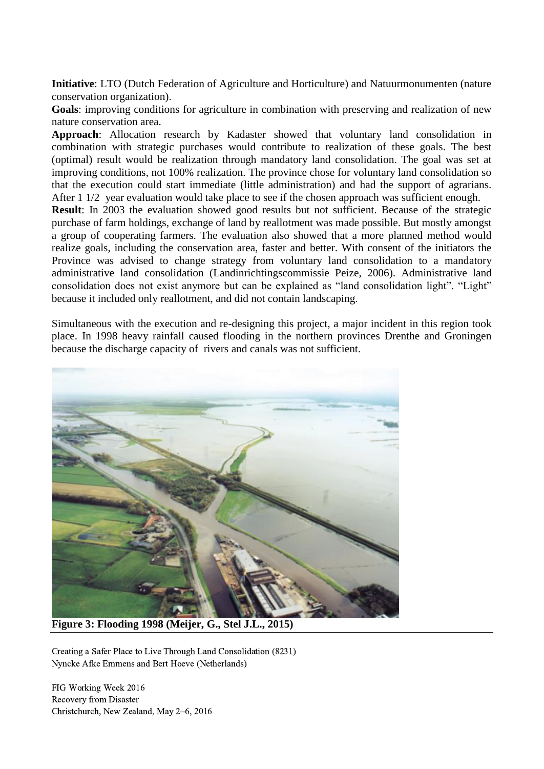**Initiative**: LTO (Dutch Federation of Agriculture and Horticulture) and Natuurmonumenten (nature conservation organization).

**Goals**: improving conditions for agriculture in combination with preserving and realization of new nature conservation area.

**Approach**: Allocation research by Kadaster showed that voluntary land consolidation in combination with strategic purchases would contribute to realization of these goals. The best (optimal) result would be realization through mandatory land consolidation. The goal was set at improving conditions, not 100% realization. The province chose for voluntary land consolidation so that the execution could start immediate (little administration) and had the support of agrarians. After 1 1/2 year evaluation would take place to see if the chosen approach was sufficient enough.

**Result**: In 2003 the evaluation showed good results but not sufficient. Because of the strategic purchase of farm holdings, exchange of land by reallotment was made possible. But mostly amongst a group of cooperating farmers. The evaluation also showed that a more planned method would realize goals, including the conservation area, faster and better. With consent of the initiators the Province was advised to change strategy from voluntary land consolidation to a mandatory administrative land consolidation (Landinrichtingscommissie Peize, 2006). Administrative land consolidation does not exist anymore but can be explained as "land consolidation light". "Light" because it included only reallotment, and did not contain landscaping.

Simultaneous with the execution and re-designing this project, a major incident in this region took place. In 1998 heavy rainfall caused flooding in the northern provinces Drenthe and Groningen because the discharge capacity of rivers and canals was not sufficient.

**Figure 3: Flooding 1998 (Meijer, G., Stel J.L., 2015)**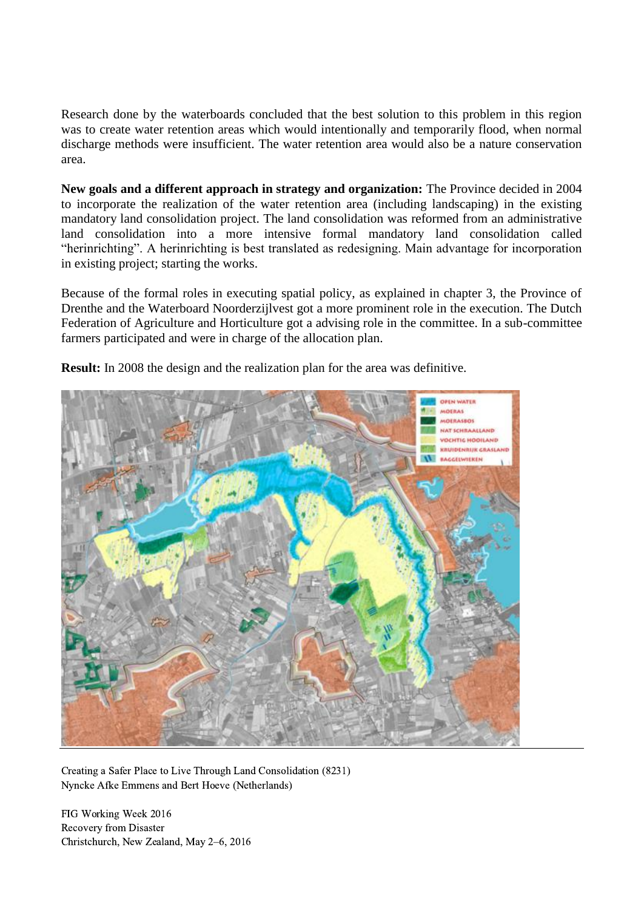Research done by the waterboards concluded that the best solution to this problem in this region was to create water retention areas which would intentionally and temporarily flood, when normal discharge methods were insufficient. The water retention area would also be a nature conservation area.

**New goals and a different approach in strategy and organization:** The Province decided in 2004 to incorporate the realization of the water retention area (including landscaping) in the existing mandatory land consolidation project. The land consolidation was reformed from an administrative land consolidation into a more intensive formal mandatory land consolidation called "herinrichting". A herinrichting is best translated as redesigning. Main advantage for incorporation in existing project; starting the works.

Because of the formal roles in executing spatial policy, as explained in chapter 3, the Province of Drenthe and the Waterboard Noorderzijlvest got a more prominent role in the execution. The Dutch Federation of Agriculture and Horticulture got a advising role in the committee. In a sub-committee farmers participated and were in charge of the allocation plan.

**Result:** In 2008 the design and the realization plan for the area was definitive.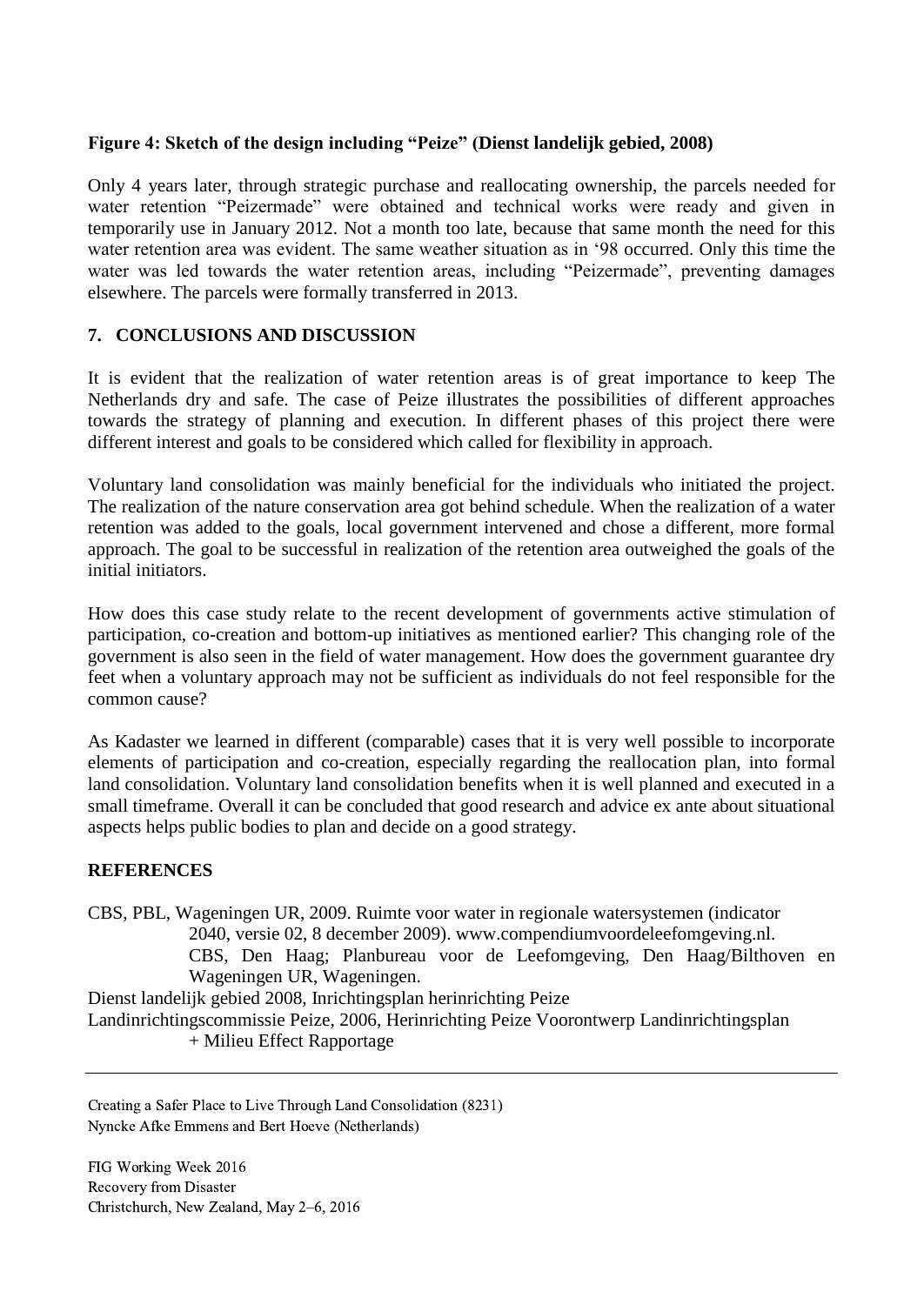**Figure 4: Sketch of the design including "Peize" (Dienst landelijk gebied, 2008)**

Only 4 years later, through strategic purchase and reallocating ownership, the parcels needed for water retention "Peizermade" were obtained and technical works were ready and given in temporarily use in January 2012. Not a month too late, because that same month the need for this water retention area was evident. The same weather situation as in '98 occurred. Only this time the water was led towards the water retention areas, including "Peizermade", preventing damages elsewhere. The parcels were formally transferred in 2013.

## 7. CONCLUSIONS AND DISCUSSION

It is evident that the realization of water retention areas is of great importance to keep The Netherlands dry and safe. The case of Peize illustrates the possibilities of different approaches towards the strategy of planning and execution. In different phases of this project there were different interest and goals to be considered which called for flexibility in approach.

Voluntary land consolidation was mainly beneficial for the individuals who initiated the project. The realization of the nature conservation area got behind schedule. When the realization of a water retention was added to the goals, local government intervened and chose a different, more formal approach. The goal to be successful in realization of the retention area outweighed the goals of the initial initiators.

How does this case study relate to the recent development of governments active stimulation of participation, co-creation and bottom-up initiatives as mentioned earlier? This changing role of the government is also seen in the field of water management. How does the government guarantee dry feet when a voluntary approach may not be sufficient as individuals do not feel responsible for the common cause?

As Kadaster we learned in different (comparable) cases that it is very well possible to incorporate elements of participation and co-creation, especially regarding the reallocation plan, into formal land consolidation. Voluntary land consolidation benefits when it is well planned and executed in a small timeframe. Overall it can be concluded that good research and advice ex ante about situational aspects helps public bodies to plan and decide on a good strategy.

## REFERENCES

CBS, PBL, Wageningen UR, 2009. Ruimte voor water in regionale watersystemen (indicator 2040, versie 02, 8 december 2009). www.compendiumvoordeleefomgeving.nl. CBS, Den Haag; Planbureau voor de Leefomgeving, Den Haag/Bilthoven en Wageningen UR, Wageningen.

Dienst landelijk gebied 2008, Inrichtingsplan herinrichting Peize

Landinrichtingscommissie Peize, 2006, Herinrichting Peize Voorontwerp Landinrichtingsplan + Milieu Effect Rapportage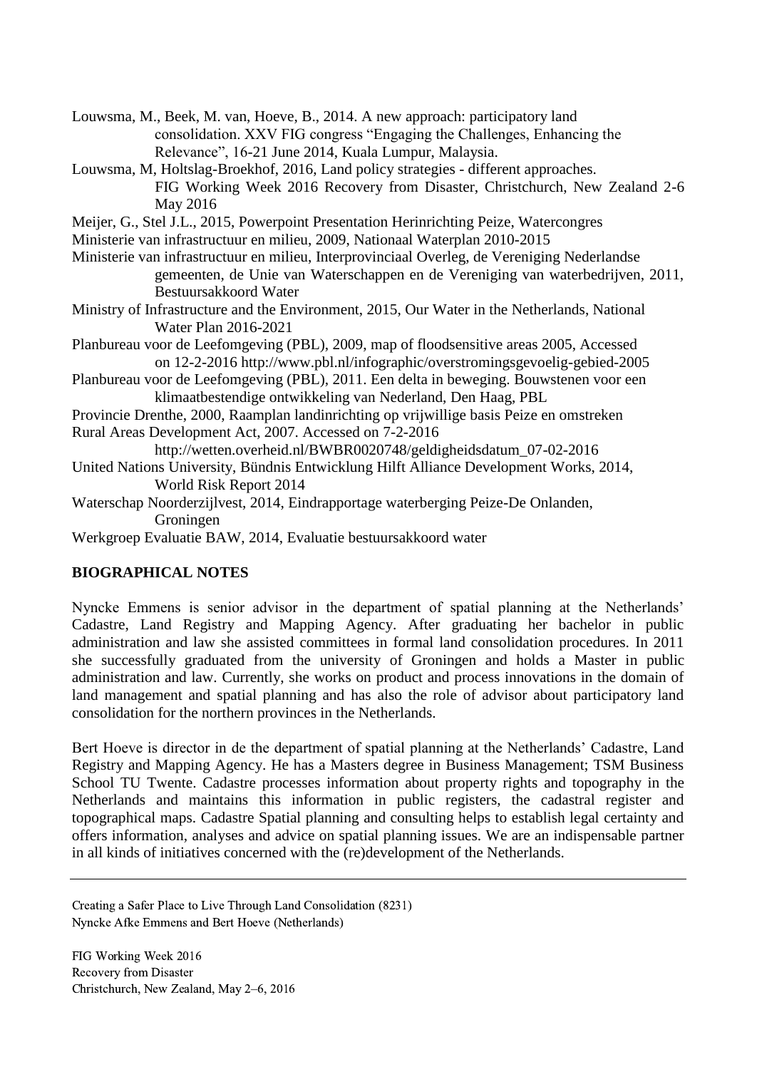Louwsma, M., Beek, M. van, Hoeve, B., 2014. A new approach: participatory land consolidation. XXV FIG congress "Engaging the Challenges, Enhancing the Relevance", 16-21 June 2014, Kuala Lumpur, Malaysia.

Louwsma, M, Holtslag-Broekhof, 2016, Land policy strategies - different approaches. FIG Working Week 2016 Recovery from Disaster, Christchurch, New Zealand 2-6 May 2016

Meijer, G., Stel J.L., 2015, Powerpoint Presentation Herinrichting Peize, Watercongres

Ministerie van infrastructuur en milieu, 2009, Nationaal Waterplan 2010-2015

Ministerie van infrastructuur en milieu, Interprovinciaal Overleg, de Vereniging Nederlandse gemeenten, de Unie van Waterschappen en de Vereniging van waterbedrijven, 2011, Bestuursakkoord Water

Ministry of Infrastructure and the Environment, 2015, Our Water in the Netherlands, National Water Plan 2016-2021

Planbureau voor de Leefomgeving (PBL), 2009, map of floodsensitive areas 2005, Accessed on 12-2-2016 http://www.pbl.nl/infographic/overstromingsgevoelig-gebied-2005

Planbureau voor de Leefomgeving (PBL), 2011. Een delta in beweging. Bouwstenen voor een klimaatbestendige ontwikkeling van Nederland, Den Haag, PBL

Provincie Drenthe, 2000, Raamplan landinrichting op vrijwillige basis Peize en omstreken

Rural Areas Development Act, 2007. Accessed on 7-2-2016 http://wetten.overheid.nl/BWBR0020748/geldigheidsdatum_07-02-2016

United Nations University, Bündnis Entwicklung Hilft Alliance Development Works, 2014, World Risk Report 2014

Waterschap Noorderzijlvest, 2014, Eindrapportage waterberging Peize-De Onlanden, Groningen

Werkgroep Evaluatie BAW, 2014, Evaluatie bestuursakkoord water

## BIOGRAPHICAL NOTES

Nyncke Emmens is senior advisor in the department of spatial planning at the Netherlands' Cadastre, Land Registry and Mapping Agency. After graduating her bachelor in public administration and law she assisted committees in formal land consolidation procedures. In 2011 she successfully graduated from the university of Groningen and holds a Master in public administration and law. Currently, she works on product and process innovations in the domain of land management and spatial planning and has also the role of advisor about participatory land consolidation for the northern provinces in the Netherlands.

Bert Hoeve is director in de the department of spatial planning at the Netherlands' Cadastre, Land Registry and Mapping Agency. He has a Masters degree in Business Management; TSM Business School TU Twente. Cadastre processes information about property rights and topography in the Netherlands and maintains this information in public registers, the cadastral register and topographical maps. Cadastre Spatial planning and consulting helps to establish legal certainty and offers information, analyses and advice on spatial planning issues. We are an indispensable partner in all kinds of initiatives concerned with the (re)development of the Netherlands.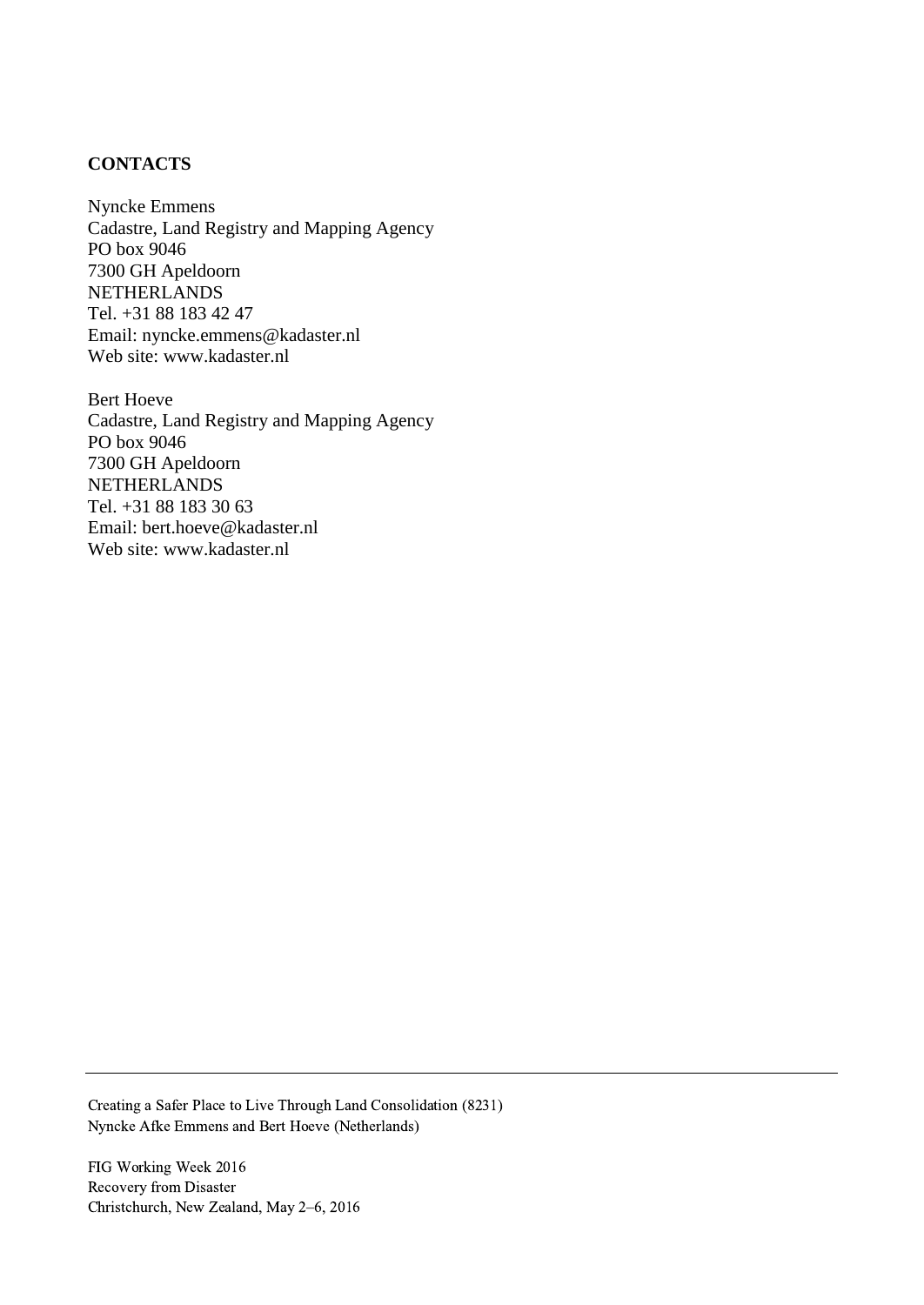## CONTACTS

Nyncke Emmens
Cadastre, Land Registry and Mapping Agency
PO box 9046
7300 GH Apeldoorn
NETHERLANDS
Tel. +31 88 183 42 47
Email: nyncke.emmens@kadaster.nl
Web site: www.kadaster.nl

Bert Hoeve
Cadastre, Land Registry and Mapping Agency
PO box 9046
7300 GH Apeldoorn
NETHERLANDS
Tel. +31 88 183 30 63
Email: bert.hoeve@kadaster.nl
Web site: www.kadaster.nl